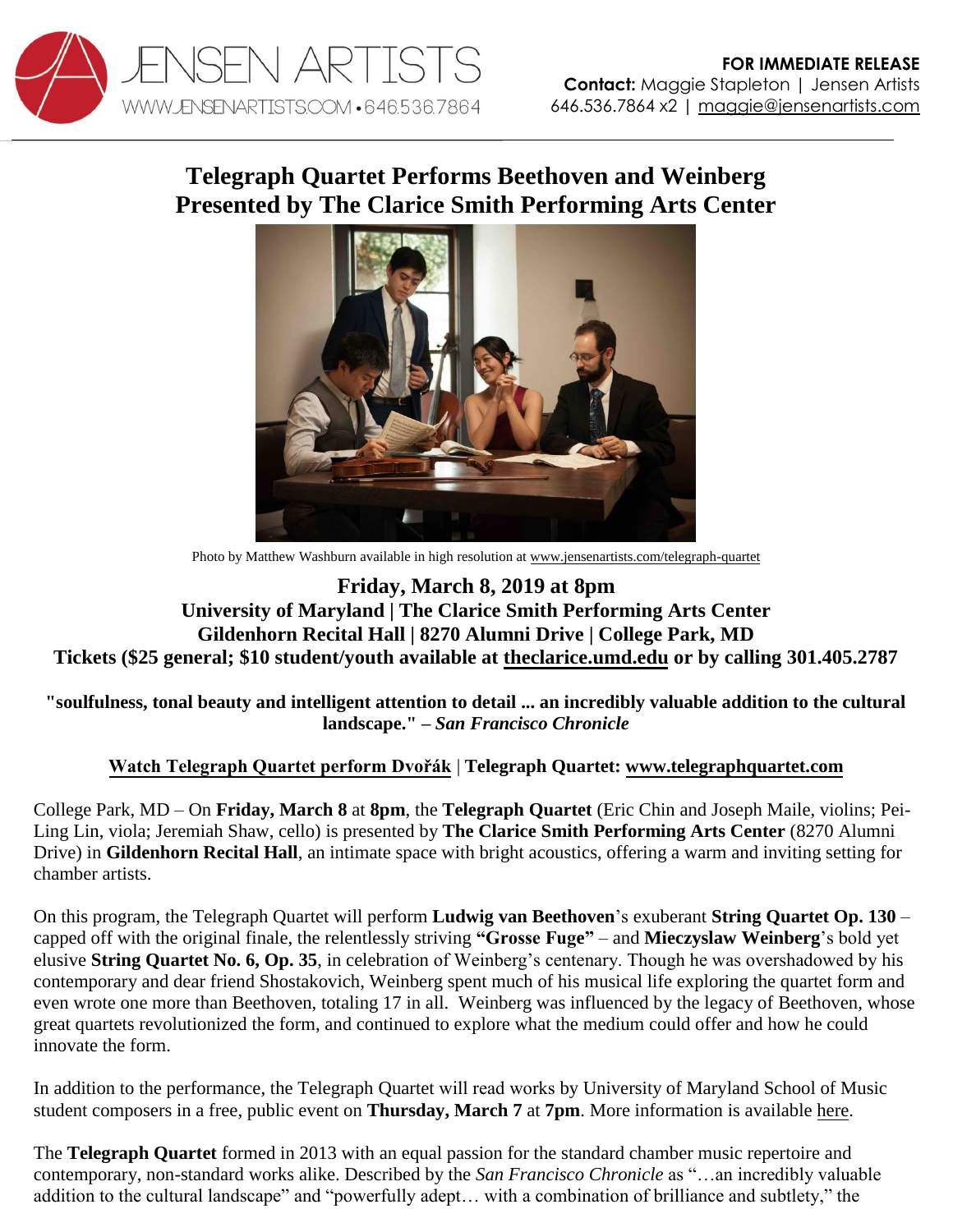JENSEN ARTISTS
WWW.JENSENARTISTS.COM • 646.536.7864

**FOR IMMEDIATE RELEASE**
**Contact:** Maggie Stapleton | Jensen Artists
646.536.7864 x2 | maggie@jensenartists.com

# Telegraph Quartet Performs Beethoven and Weinberg Presented by The Clarice Smith Performing Arts Center

Photo by Matthew Washburn available in high resolution at www.jensenartists.com/telegraph-quartet

**Friday, March 8, 2019 at 8pm**
**University of Maryland | The Clarice Smith Performing Arts Center**
**Gildenhorn Recital Hall | 8270 Alumni Drive | College Park, MD**
**Tickets ($25 general; $10 student/youth available at theclarice.umd.edu or by calling 301.405.2787**

**"soulfulness, tonal beauty and intelligent attention to detail ... an incredibly valuable addition to the cultural landscape." –** ***San Francisco Chronicle***

**Watch Telegraph Quartet perform Dvořák | Telegraph Quartet: www.telegraphquartet.com**

College Park, MD – On **Friday, March 8** at **8pm**, the **Telegraph Quartet** (Eric Chin and Joseph Maile, violins; Pei-Ling Lin, viola; Jeremiah Shaw, cello) is presented by **The Clarice Smith Performing Arts Center** (8270 Alumni Drive) in **Gildenhorn Recital Hall**, an intimate space with bright acoustics, offering a warm and inviting setting for chamber artists.

On this program, the Telegraph Quartet will perform **Ludwig van Beethoven**'s exuberant **String Quartet Op. 130** – capped off with the original finale, the relentlessly striving **"Grosse Fuge"** – and **Mieczyslaw Weinberg**'s bold yet elusive **String Quartet No. 6, Op. 35**, in celebration of Weinberg's centenary. Though he was overshadowed by his contemporary and dear friend Shostakovich, Weinberg spent much of his musical life exploring the quartet form and even wrote one more than Beethoven, totaling 17 in all. Weinberg was influenced by the legacy of Beethoven, whose great quartets revolutionized the form, and continued to explore what the medium could offer and how he could innovate the form.

In addition to the performance, the Telegraph Quartet will read works by University of Maryland School of Music student composers in a free, public event on **Thursday, March 7** at **7pm**. More information is available here.

The **Telegraph Quartet** formed in 2013 with an equal passion for the standard chamber music repertoire and contemporary, non-standard works alike. Described by the *San Francisco Chronicle* as "…an incredibly valuable addition to the cultural landscape" and "powerfully adept… with a combination of brilliance and subtlety," the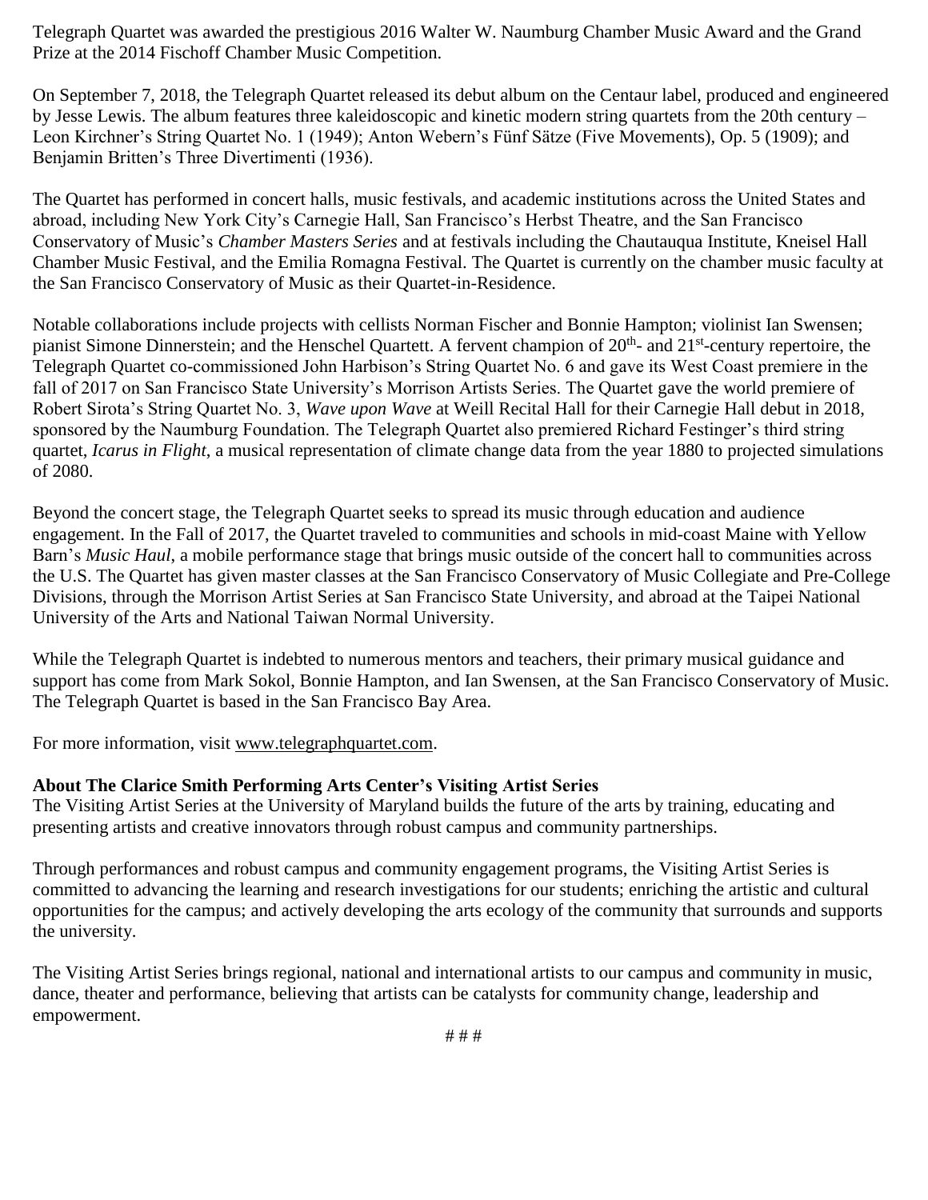Telegraph Quartet was awarded the prestigious 2016 Walter W. Naumburg Chamber Music Award and the Grand Prize at the 2014 Fischoff Chamber Music Competition.

On September 7, 2018, the Telegraph Quartet released its debut album on the Centaur label, produced and engineered by Jesse Lewis. The album features three kaleidoscopic and kinetic modern string quartets from the 20th century – Leon Kirchner's String Quartet No. 1 (1949); Anton Webern's Fünf Sätze (Five Movements), Op. 5 (1909); and Benjamin Britten's Three Divertimenti (1936).

The Quartet has performed in concert halls, music festivals, and academic institutions across the United States and abroad, including New York City's Carnegie Hall, San Francisco's Herbst Theatre, and the San Francisco Conservatory of Music's *Chamber Masters Series* and at festivals including the Chautauqua Institute, Kneisel Hall Chamber Music Festival, and the Emilia Romagna Festival. The Quartet is currently on the chamber music faculty at the San Francisco Conservatory of Music as their Quartet-in-Residence.

Notable collaborations include projects with cellists Norman Fischer and Bonnie Hampton; violinist Ian Swensen; pianist Simone Dinnerstein; and the Henschel Quartett. A fervent champion of 20th- and 21st-century repertoire, the Telegraph Quartet co-commissioned John Harbison's String Quartet No. 6 and gave its West Coast premiere in the fall of 2017 on San Francisco State University's Morrison Artists Series. The Quartet gave the world premiere of Robert Sirota's String Quartet No. 3, *Wave upon Wave* at Weill Recital Hall for their Carnegie Hall debut in 2018, sponsored by the Naumburg Foundation. The Telegraph Quartet also premiered Richard Festinger's third string quartet, *Icarus in Flight*, a musical representation of climate change data from the year 1880 to projected simulations of 2080.

Beyond the concert stage, the Telegraph Quartet seeks to spread its music through education and audience engagement. In the Fall of 2017, the Quartet traveled to communities and schools in mid-coast Maine with Yellow Barn's *Music Haul*, a mobile performance stage that brings music outside of the concert hall to communities across the U.S. The Quartet has given master classes at the San Francisco Conservatory of Music Collegiate and Pre-College Divisions, through the Morrison Artist Series at San Francisco State University, and abroad at the Taipei National University of the Arts and National Taiwan Normal University.

While the Telegraph Quartet is indebted to numerous mentors and teachers, their primary musical guidance and support has come from Mark Sokol, Bonnie Hampton, and Ian Swensen, at the San Francisco Conservatory of Music. The Telegraph Quartet is based in the San Francisco Bay Area.

For more information, visit www.telegraphquartet.com.

**About The Clarice Smith Performing Arts Center's Visiting Artist Series**

The Visiting Artist Series at the University of Maryland builds the future of the arts by training, educating and presenting artists and creative innovators through robust campus and community partnerships.

Through performances and robust campus and community engagement programs, the Visiting Artist Series is committed to advancing the learning and research investigations for our students; enriching the artistic and cultural opportunities for the campus; and actively developing the arts ecology of the community that surrounds and supports the university.

The Visiting Artist Series brings regional, national and international artists to our campus and community in music, dance, theater and performance, believing that artists can be catalysts for community change, leadership and empowerment.

# # #